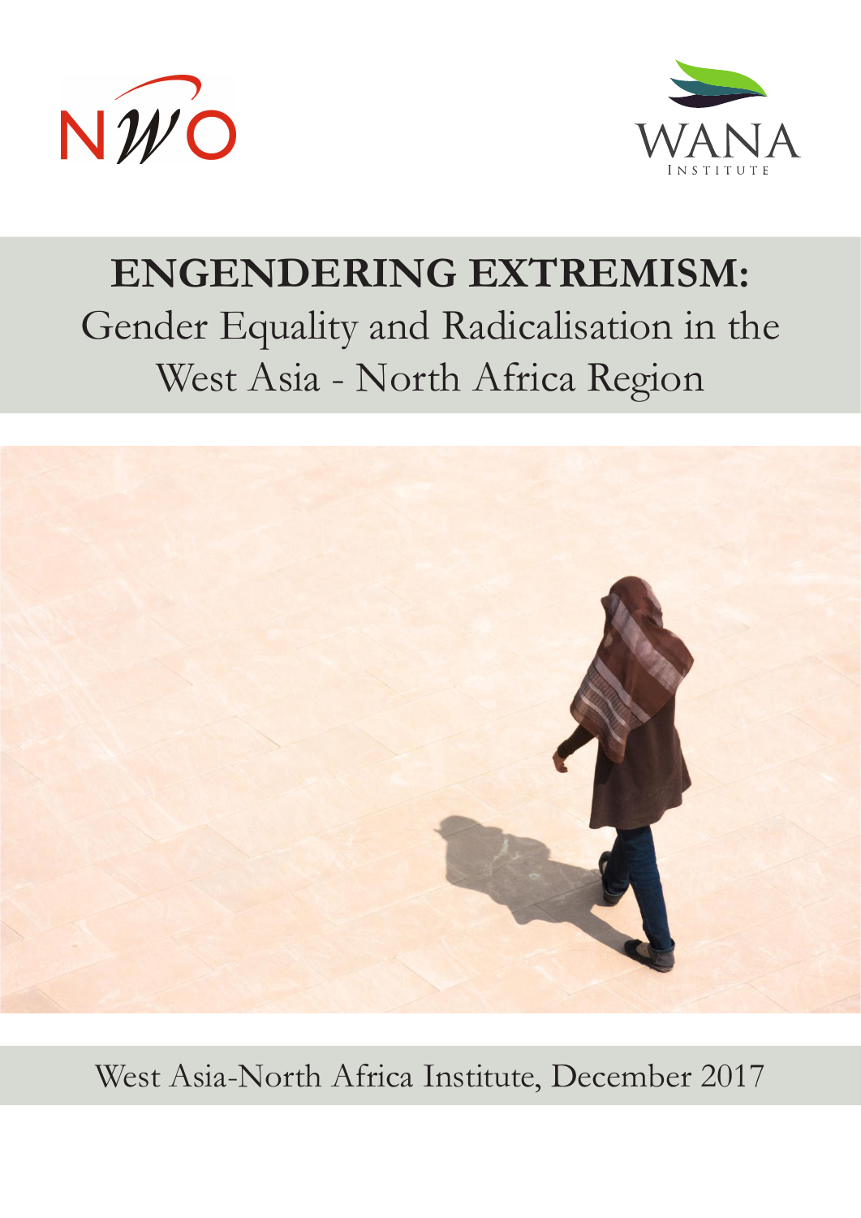NWO

WANA Institute

# ENGENDERING EXTREMISM:

## Gender Equality and Radicalisation in the West Asia - North Africa Region

West Asia-North Africa Institute, December 2017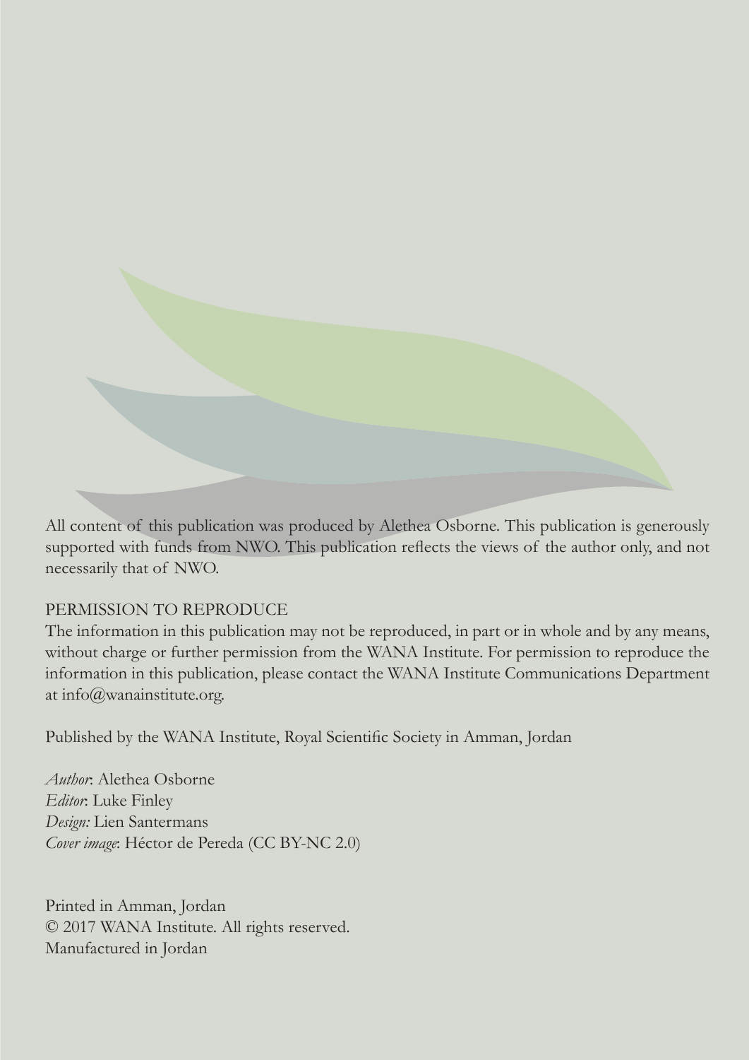All content of this publication was produced by Alethea Osborne. This publication is generously supported with funds from NWO. This publication reflects the views of the author only, and not necessarily that of NWO.

PERMISSION TO REPRODUCE
The information in this publication may not be reproduced, in part or in whole and by any means, without charge or further permission from the WANA Institute. For permission to reproduce the information in this publication, please contact the WANA Institute Communications Department at info@wanainstitute.org.

Published by the WANA Institute, Royal Scientific Society in Amman, Jordan

*Author*: Alethea Osborne
*Editor*: Luke Finley
*Design:* Lien Santermans
*Cover image*: Héctor de Pereda (CC BY-NC 2.0)

Printed in Amman, Jordan
© 2017 WANA Institute. All rights reserved.
Manufactured in Jordan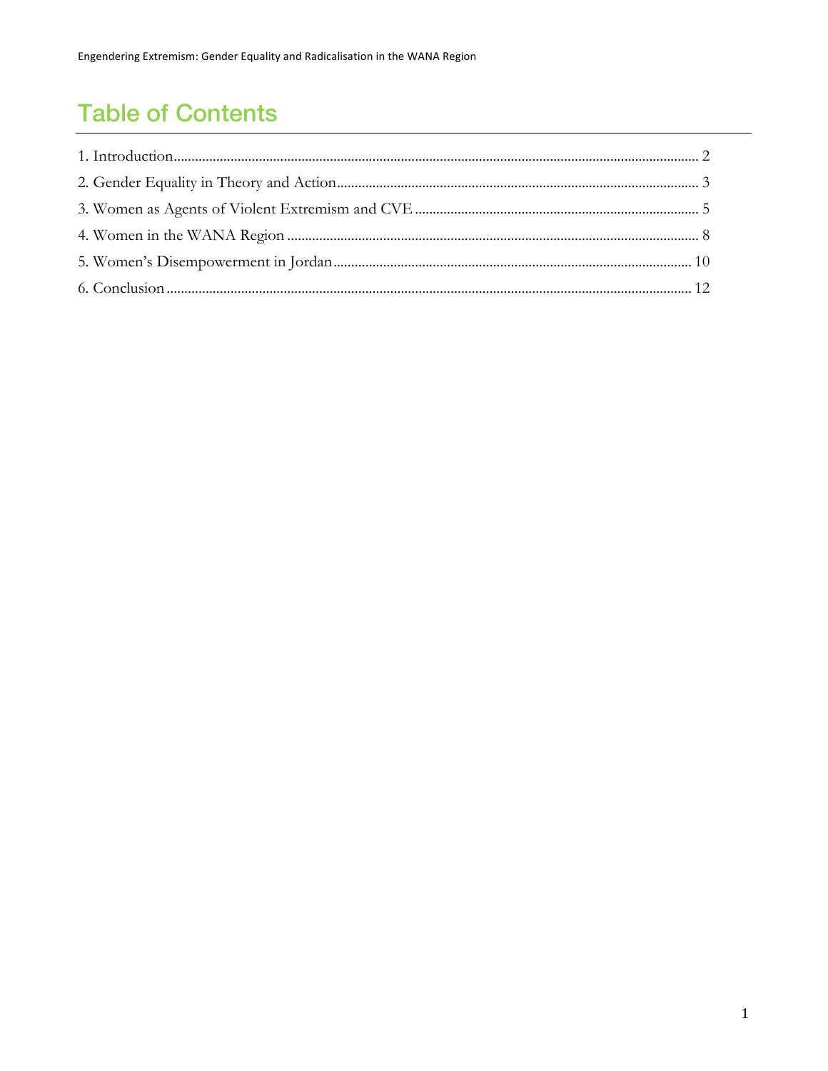# Table of Contents

1. Introduction .......... 2
2. Gender Equality in Theory and Action .......... 3
3. Women as Agents of Violent Extremism and CVE .......... 5
4. Women in the WANA Region .......... 8
5. Women's Disempowerment in Jordan .......... 10
6. Conclusion .......... 12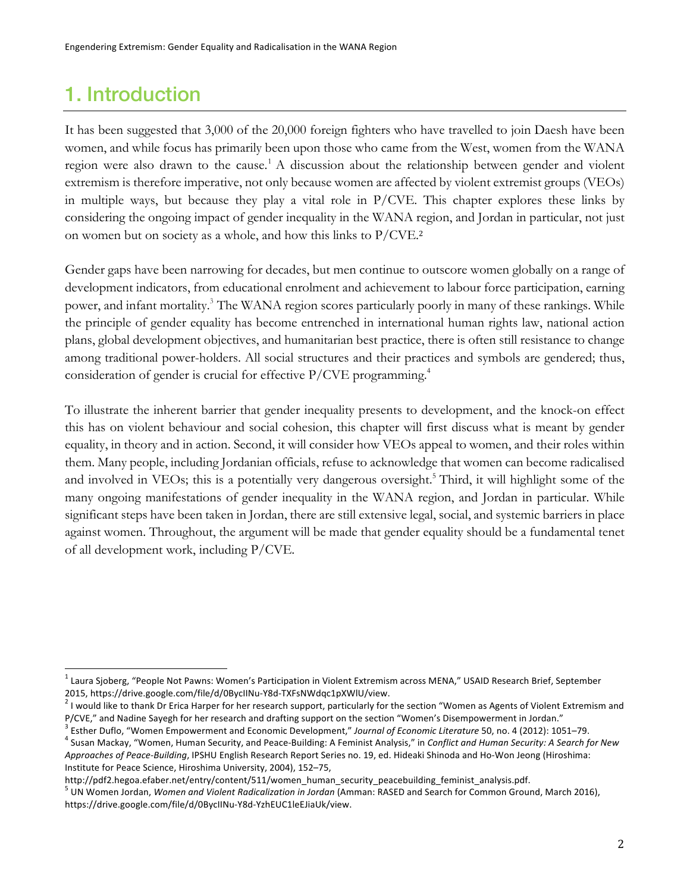# 1. Introduction

It has been suggested that 3,000 of the 20,000 foreign fighters who have travelled to join Daesh have been women, and while focus has primarily been upon those who came from the West, women from the WANA region were also drawn to the cause.[1] A discussion about the relationship between gender and violent extremism is therefore imperative, not only because women are affected by violent extremist groups (VEOs) in multiple ways, but because they play a vital role in P/CVE. This chapter explores these links by considering the ongoing impact of gender inequality in the WANA region, and Jordan in particular, not just on women but on society as a whole, and how this links to P/CVE.[2]

Gender gaps have been narrowing for decades, but men continue to outscore women globally on a range of development indicators, from educational enrolment and achievement to labour force participation, earning power, and infant mortality.[3] The WANA region scores particularly poorly in many of these rankings. While the principle of gender equality has become entrenched in international human rights law, national action plans, global development objectives, and humanitarian best practice, there is often still resistance to change among traditional power-holders. All social structures and their practices and symbols are gendered; thus, consideration of gender is crucial for effective P/CVE programming.[4]

To illustrate the inherent barrier that gender inequality presents to development, and the knock-on effect this has on violent behaviour and social cohesion, this chapter will first discuss what is meant by gender equality, in theory and in action. Second, it will consider how VEOs appeal to women, and their roles within them. Many people, including Jordanian officials, refuse to acknowledge that women can become radicalised and involved in VEOs; this is a potentially very dangerous oversight.[5] Third, it will highlight some of the many ongoing manifestations of gender inequality in the WANA region, and Jordan in particular. While significant steps have been taken in Jordan, there are still extensive legal, social, and systemic barriers in place against women. Throughout, the argument will be made that gender equality should be a fundamental tenet of all development work, including P/CVE.

---

[1] Laura Sjoberg, "People Not Pawns: Women's Participation in Violent Extremism across MENA," USAID Research Brief, September 2015, https://drive.google.com/file/d/0BycIlNu-Y8d-TXFsNWdqc1pXWlU/view.

[2] I would like to thank Dr Erica Harper for her research support, particularly for the section "Women as Agents of Violent Extremism and P/CVE," and Nadine Sayegh for her research and drafting support on the section "Women's Disempowerment in Jordan."

[3] Esther Duflo, "Women Empowerment and Economic Development," *Journal of Economic Literature* 50, no. 4 (2012): 1051–79.

[4] Susan Mackay, "Women, Human Security, and Peace-Building: A Feminist Analysis," in *Conflict and Human Security: A Search for New Approaches of Peace-Building*, IPSHU English Research Report Series no. 19, ed. Hideaki Shinoda and Ho-Won Jeong (Hiroshima: Institute for Peace Science, Hiroshima University, 2004), 152–75, http://pdf2.hegoa.efaber.net/entry/content/511/women_human_security_peacebuilding_feminist_analysis.pdf.

[5] UN Women Jordan, *Women and Violent Radicalization in Jordan* (Amman: RASED and Search for Common Ground, March 2016), https://drive.google.com/file/d/0BycIlNu-Y8d-YzhEUC1leEJiaUk/view.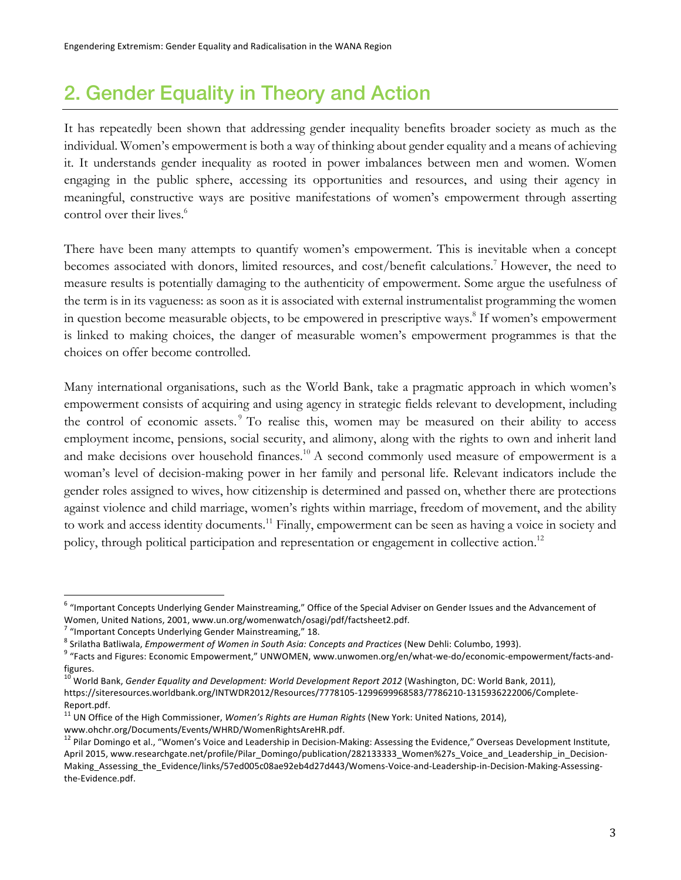## 2. Gender Equality in Theory and Action

It has repeatedly been shown that addressing gender inequality benefits broader society as much as the individual. Women's empowerment is both a way of thinking about gender equality and a means of achieving it. It understands gender inequality as rooted in power imbalances between men and women. Women engaging in the public sphere, accessing its opportunities and resources, and using their agency in meaningful, constructive ways are positive manifestations of women's empowerment through asserting control over their lives.[6]

There have been many attempts to quantify women's empowerment. This is inevitable when a concept becomes associated with donors, limited resources, and cost/benefit calculations.[7] However, the need to measure results is potentially damaging to the authenticity of empowerment. Some argue the usefulness of the term is in its vagueness: as soon as it is associated with external instrumentalist programming the women in question become measurable objects, to be empowered in prescriptive ways.[8] If women's empowerment is linked to making choices, the danger of measurable women's empowerment programmes is that the choices on offer become controlled.

Many international organisations, such as the World Bank, take a pragmatic approach in which women's empowerment consists of acquiring and using agency in strategic fields relevant to development, including the control of economic assets.[9] To realise this, women may be measured on their ability to access employment income, pensions, social security, and alimony, along with the rights to own and inherit land and make decisions over household finances.[10] A second commonly used measure of empowerment is a woman's level of decision-making power in her family and personal life. Relevant indicators include the gender roles assigned to wives, how citizenship is determined and passed on, whether there are protections against violence and child marriage, women's rights within marriage, freedom of movement, and the ability to work and access identity documents.[11] Finally, empowerment can be seen as having a voice in society and policy, through political participation and representation or engagement in collective action.[12]

---

[6] "Important Concepts Underlying Gender Mainstreaming," Office of the Special Adviser on Gender Issues and the Advancement of Women, United Nations, 2001, www.un.org/womenwatch/osagi/pdf/factsheet2.pdf.

[7] "Important Concepts Underlying Gender Mainstreaming," 18.

[8] Srilatha Batliwala, *Empowerment of Women in South Asia: Concepts and Practices* (New Dehli: Columbo, 1993).

[9] "Facts and Figures: Economic Empowerment," UNWOMEN, www.unwomen.org/en/what-we-do/economic-empowerment/facts-and-figures.

[10] World Bank, *Gender Equality and Development: World Development Report 2012* (Washington, DC: World Bank, 2011), https://siteresources.worldbank.org/INTWDR2012/Resources/7778105-1299699968583/7786210-1315936222006/Complete-Report.pdf.

[11] UN Office of the High Commissioner, *Women's Rights are Human Rights* (New York: United Nations, 2014), www.ohchr.org/Documents/Events/WHRD/WomenRightsAreHR.pdf.

[12] Pilar Domingo et al., "Women's Voice and Leadership in Decision-Making: Assessing the Evidence," Overseas Development Institute, April 2015, www.researchgate.net/profile/Pilar_Domingo/publication/282133333_Women%27s_Voice_and_Leadership_in_Decision-Making_Assessing_the_Evidence/links/57ed005c08ae92eb4d27d443/Womens-Voice-and-Leadership-in-Decision-Making-Assessing-the-Evidence.pdf.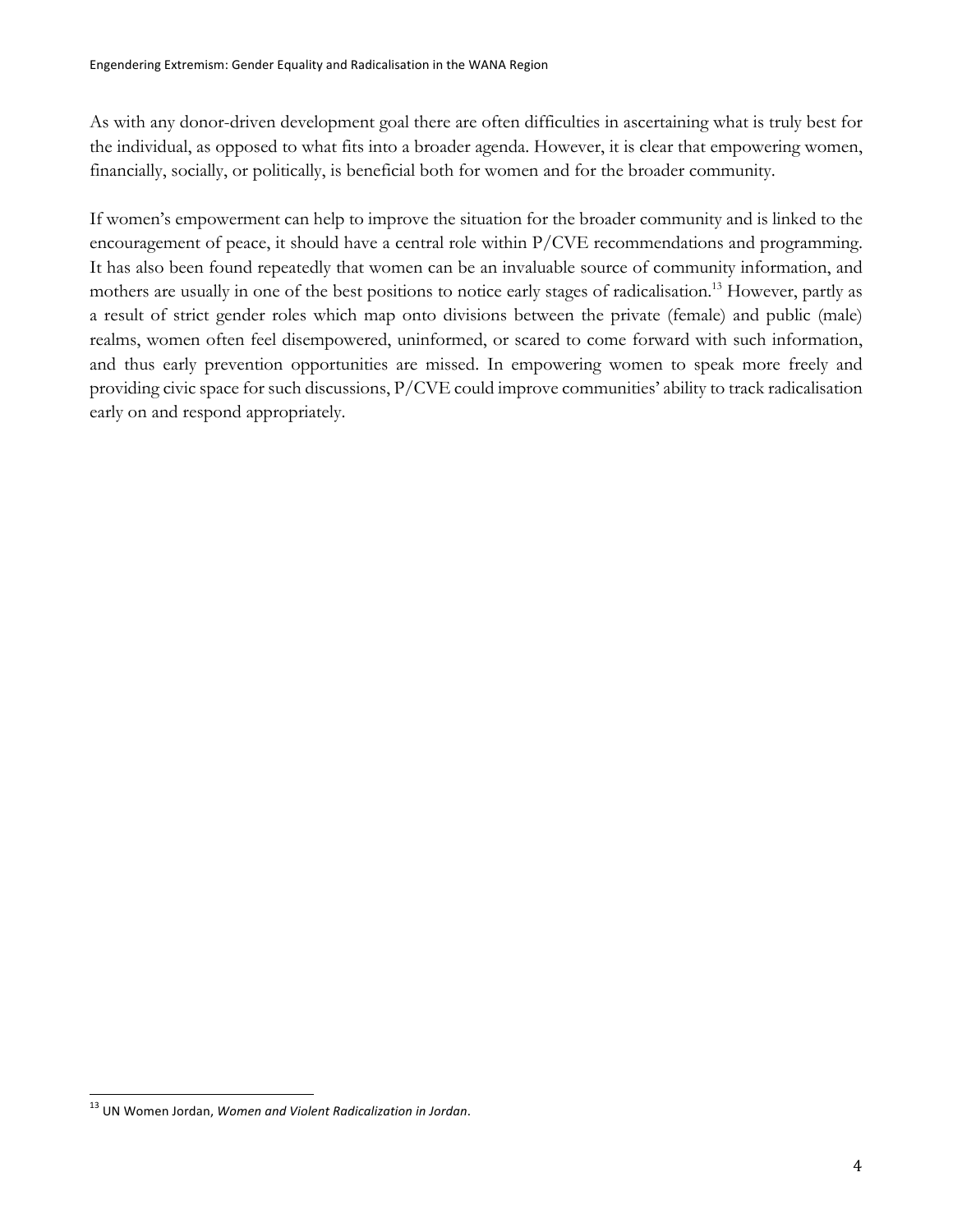As with any donor-driven development goal there are often difficulties in ascertaining what is truly best for the individual, as opposed to what fits into a broader agenda. However, it is clear that empowering women, financially, socially, or politically, is beneficial both for women and for the broader community.

If women's empowerment can help to improve the situation for the broader community and is linked to the encouragement of peace, it should have a central role within P/CVE recommendations and programming. It has also been found repeatedly that women can be an invaluable source of community information, and mothers are usually in one of the best positions to notice early stages of radicalisation.[13] However, partly as a result of strict gender roles which map onto divisions between the private (female) and public (male) realms, women often feel disempowered, uninformed, or scared to come forward with such information, and thus early prevention opportunities are missed. In empowering women to speak more freely and providing civic space for such discussions, P/CVE could improve communities' ability to track radicalisation early on and respond appropriately.

---

[13] UN Women Jordan, *Women and Violent Radicalization in Jordan*.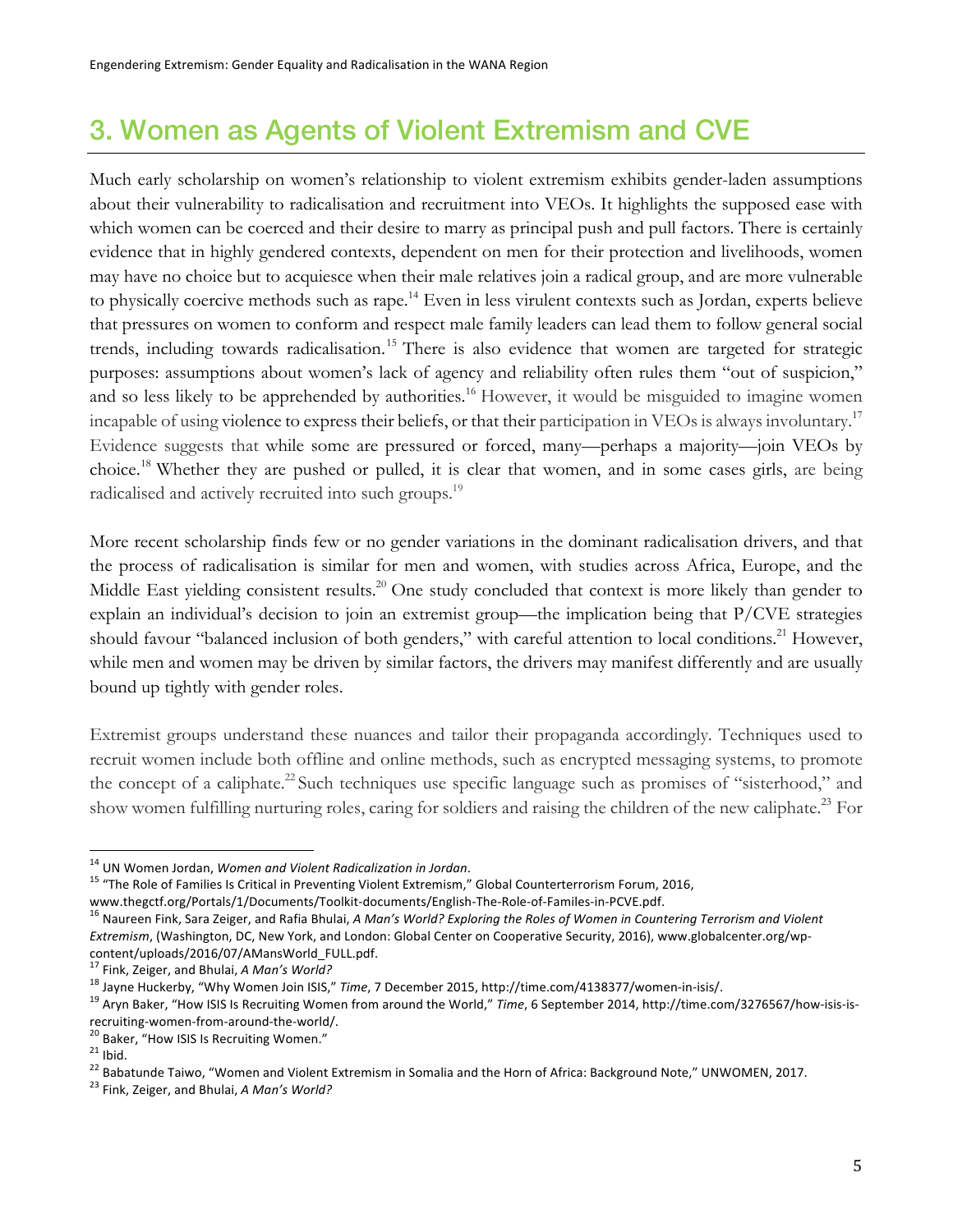## 3. Women as Agents of Violent Extremism and CVE

Much early scholarship on women's relationship to violent extremism exhibits gender-laden assumptions about their vulnerability to radicalisation and recruitment into VEOs. It highlights the supposed ease with which women can be coerced and their desire to marry as principal push and pull factors. There is certainly evidence that in highly gendered contexts, dependent on men for their protection and livelihoods, women may have no choice but to acquiesce when their male relatives join a radical group, and are more vulnerable to physically coercive methods such as rape.[14] Even in less virulent contexts such as Jordan, experts believe that pressures on women to conform and respect male family leaders can lead them to follow general social trends, including towards radicalisation.[15] There is also evidence that women are targeted for strategic purposes: assumptions about women's lack of agency and reliability often rules them "out of suspicion," and so less likely to be apprehended by authorities.[16] However, it would be misguided to imagine women incapable of using violence to express their beliefs, or that their participation in VEOs is always involuntary.[17] Evidence suggests that while some are pressured or forced, many—perhaps a majority—join VEOs by choice.[18] Whether they are pushed or pulled, it is clear that women, and in some cases girls, are being radicalised and actively recruited into such groups.[19]

More recent scholarship finds few or no gender variations in the dominant radicalisation drivers, and that the process of radicalisation is similar for men and women, with studies across Africa, Europe, and the Middle East yielding consistent results.[20] One study concluded that context is more likely than gender to explain an individual's decision to join an extremist group—the implication being that P/CVE strategies should favour "balanced inclusion of both genders," with careful attention to local conditions.[21] However, while men and women may be driven by similar factors, the drivers may manifest differently and are usually bound up tightly with gender roles.

Extremist groups understand these nuances and tailor their propaganda accordingly. Techniques used to recruit women include both offline and online methods, such as encrypted messaging systems, to promote the concept of a caliphate.[22] Such techniques use specific language such as promises of "sisterhood," and show women fulfilling nurturing roles, caring for soldiers and raising the children of the new caliphate.[23] For

---

[14] UN Women Jordan, *Women and Violent Radicalization in Jordan*.

[15] "The Role of Families Is Critical in Preventing Violent Extremism," Global Counterterrorism Forum, 2016, www.thegctf.org/Portals/1/Documents/Toolkit-documents/English-The-Role-of-Familes-in-PCVE.pdf.

[16] Naureen Fink, Sara Zeiger, and Rafia Bhulai, *A Man's World? Exploring the Roles of Women in Countering Terrorism and Violent Extremism*, (Washington, DC, New York, and London: Global Center on Cooperative Security, 2016), www.globalcenter.org/wp-content/uploads/2016/07/AMansWorld_FULL.pdf.

[17] Fink, Zeiger, and Bhulai, *A Man's World?*

[18] Jayne Huckerby, "Why Women Join ISIS," *Time*, 7 December 2015, http://time.com/4138377/women-in-isis/.

[19] Aryn Baker, "How ISIS Is Recruiting Women from around the World," *Time*, 6 September 2014, http://time.com/3276567/how-isis-is-recruiting-women-from-around-the-world/.

[20] Baker, "How ISIS Is Recruiting Women."

[21] Ibid.

[22] Babatunde Taiwo, "Women and Violent Extremism in Somalia and the Horn of Africa: Background Note," UNWOMEN, 2017.

[23] Fink, Zeiger, and Bhulai, *A Man's World?*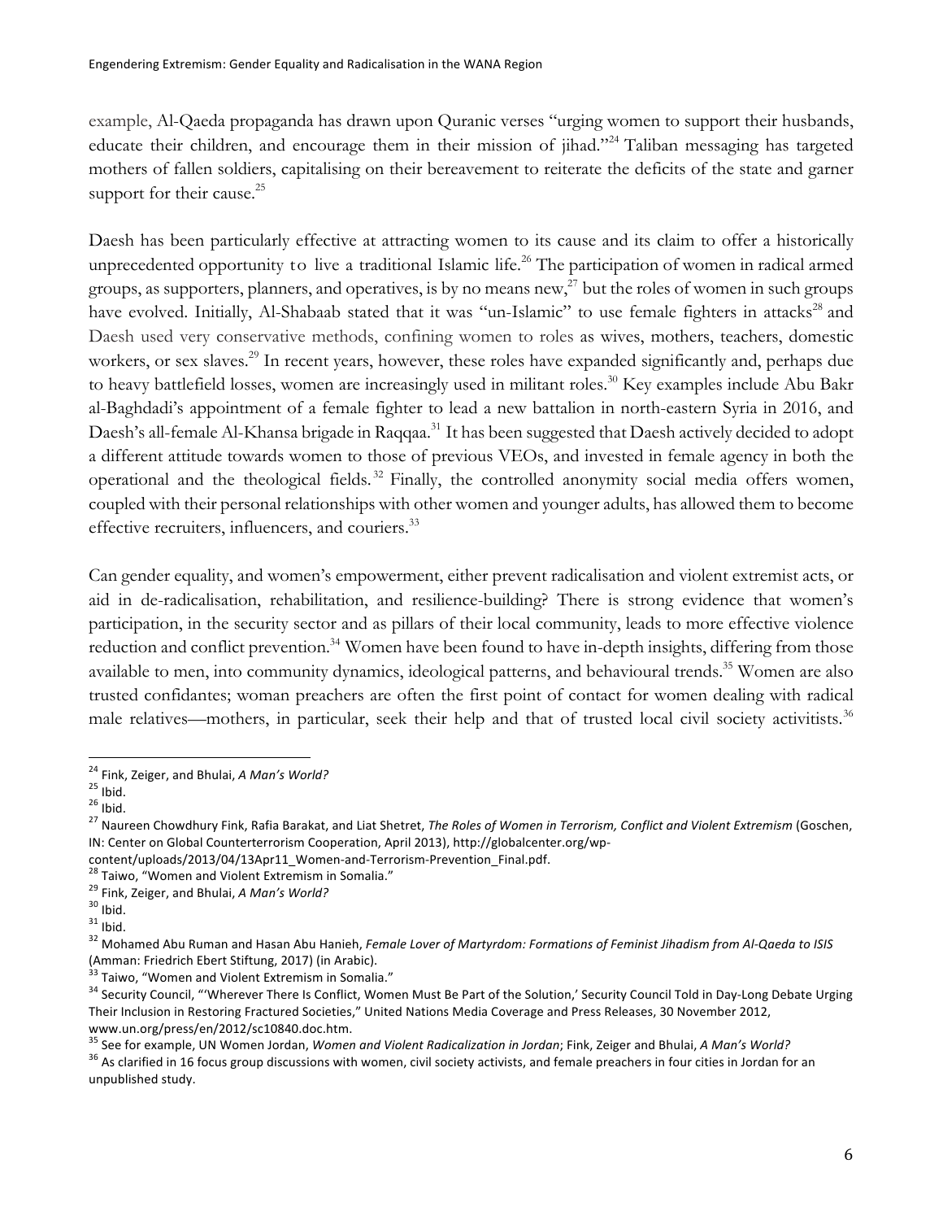example, Al-Qaeda propaganda has drawn upon Quranic verses "urging women to support their husbands, educate their children, and encourage them in their mission of jihad."[24] Taliban messaging has targeted mothers of fallen soldiers, capitalising on their bereavement to reiterate the deficits of the state and garner support for their cause.[25]

Daesh has been particularly effective at attracting women to its cause and its claim to offer a historically unprecedented opportunity to live a traditional Islamic life.[26] The participation of women in radical armed groups, as supporters, planners, and operatives, is by no means new,[27] but the roles of women in such groups have evolved. Initially, Al-Shabaab stated that it was "un-Islamic" to use female fighters in attacks[28] and Daesh used very conservative methods, confining women to roles as wives, mothers, teachers, domestic workers, or sex slaves.[29] In recent years, however, these roles have expanded significantly and, perhaps due to heavy battlefield losses, women are increasingly used in militant roles.[30] Key examples include Abu Bakr al-Baghdadi's appointment of a female fighter to lead a new battalion in north-eastern Syria in 2016, and Daesh's all-female Al-Khansa brigade in Raqqaa.[31] It has been suggested that Daesh actively decided to adopt a different attitude towards women to those of previous VEOs, and invested in female agency in both the operational and the theological fields.[32] Finally, the controlled anonymity social media offers women, coupled with their personal relationships with other women and younger adults, has allowed them to become effective recruiters, influencers, and couriers.[33]

Can gender equality, and women's empowerment, either prevent radicalisation and violent extremist acts, or aid in de-radicalisation, rehabilitation, and resilience-building? There is strong evidence that women's participation, in the security sector and as pillars of their local community, leads to more effective violence reduction and conflict prevention.[34] Women have been found to have in-depth insights, differing from those available to men, into community dynamics, ideological patterns, and behavioural trends.[35] Women are also trusted confidantes; woman preachers are often the first point of contact for women dealing with radical male relatives—mothers, in particular, seek their help and that of trusted local civil society activitists.[36]

---

[24] Fink, Zeiger, and Bhulai, *A Man's World?*

[25] Ibid.

[26] Ibid.

[27] Naureen Chowdhury Fink, Rafia Barakat, and Liat Shetret, *The Roles of Women in Terrorism, Conflict and Violent Extremism* (Goschen, IN: Center on Global Counterterrorism Cooperation, April 2013), http://globalcenter.org/wp-content/uploads/2013/04/13Apr11_Women-and-Terrorism-Prevention_Final.pdf.

[28] Taiwo, "Women and Violent Extremism in Somalia."

[29] Fink, Zeiger, and Bhulai, *A Man's World?*

[30] Ibid.

[31] Ibid.

[32] Mohamed Abu Ruman and Hasan Abu Hanieh, *Female Lover of Martyrdom: Formations of Feminist Jihadism from Al-Qaeda to ISIS* (Amman: Friedrich Ebert Stiftung, 2017) (in Arabic).

[33] Taiwo, "Women and Violent Extremism in Somalia."

[34] Security Council, "'Wherever There Is Conflict, Women Must Be Part of the Solution,' Security Council Told in Day-Long Debate Urging Their Inclusion in Restoring Fractured Societies," United Nations Media Coverage and Press Releases, 30 November 2012, www.un.org/press/en/2012/sc10840.doc.htm.

[35] See for example, UN Women Jordan, *Women and Violent Radicalization in Jordan*; Fink, Zeiger and Bhulai, *A Man's World?*

[36] As clarified in 16 focus group discussions with women, civil society activists, and female preachers in four cities in Jordan for an unpublished study.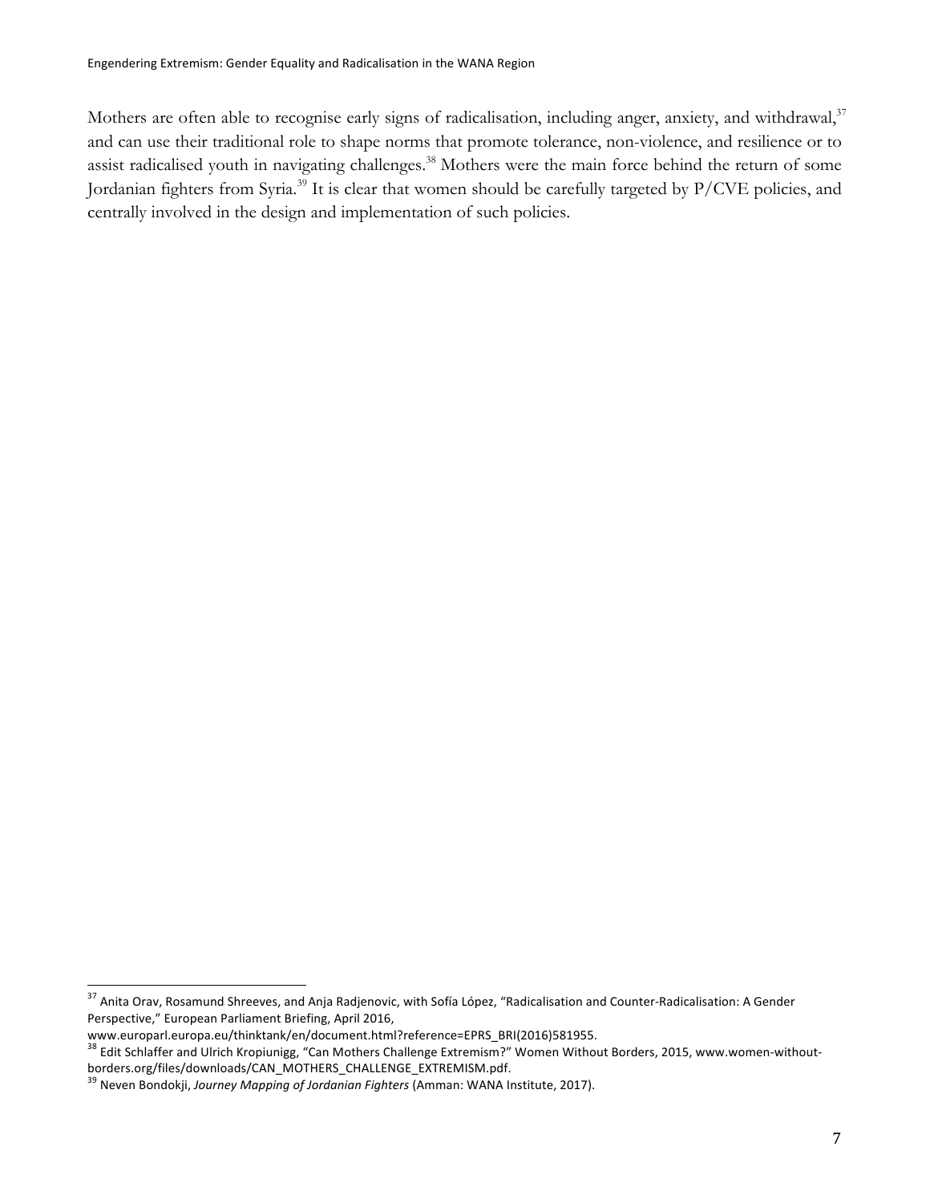Mothers are often able to recognise early signs of radicalisation, including anger, anxiety, and withdrawal,[37] and can use their traditional role to shape norms that promote tolerance, non-violence, and resilience or to assist radicalised youth in navigating challenges.[38] Mothers were the main force behind the return of some Jordanian fighters from Syria.[39] It is clear that women should be carefully targeted by P/CVE policies, and centrally involved in the design and implementation of such policies.

---

[37] Anita Orav, Rosamund Shreeves, and Anja Radjenovic, with Sofía López, "Radicalisation and Counter-Radicalisation: A Gender Perspective," European Parliament Briefing, April 2016, www.europarl.europa.eu/thinktank/en/document.html?reference=EPRS_BRI(2016)581955.

[38] Edit Schlaffer and Ulrich Kropiunigg, "Can Mothers Challenge Extremism?" Women Without Borders, 2015, www.women-without-borders.org/files/downloads/CAN_MOTHERS_CHALLENGE_EXTREMISM.pdf.

[39] Neven Bondokji, *Journey Mapping of Jordanian Fighters* (Amman: WANA Institute, 2017).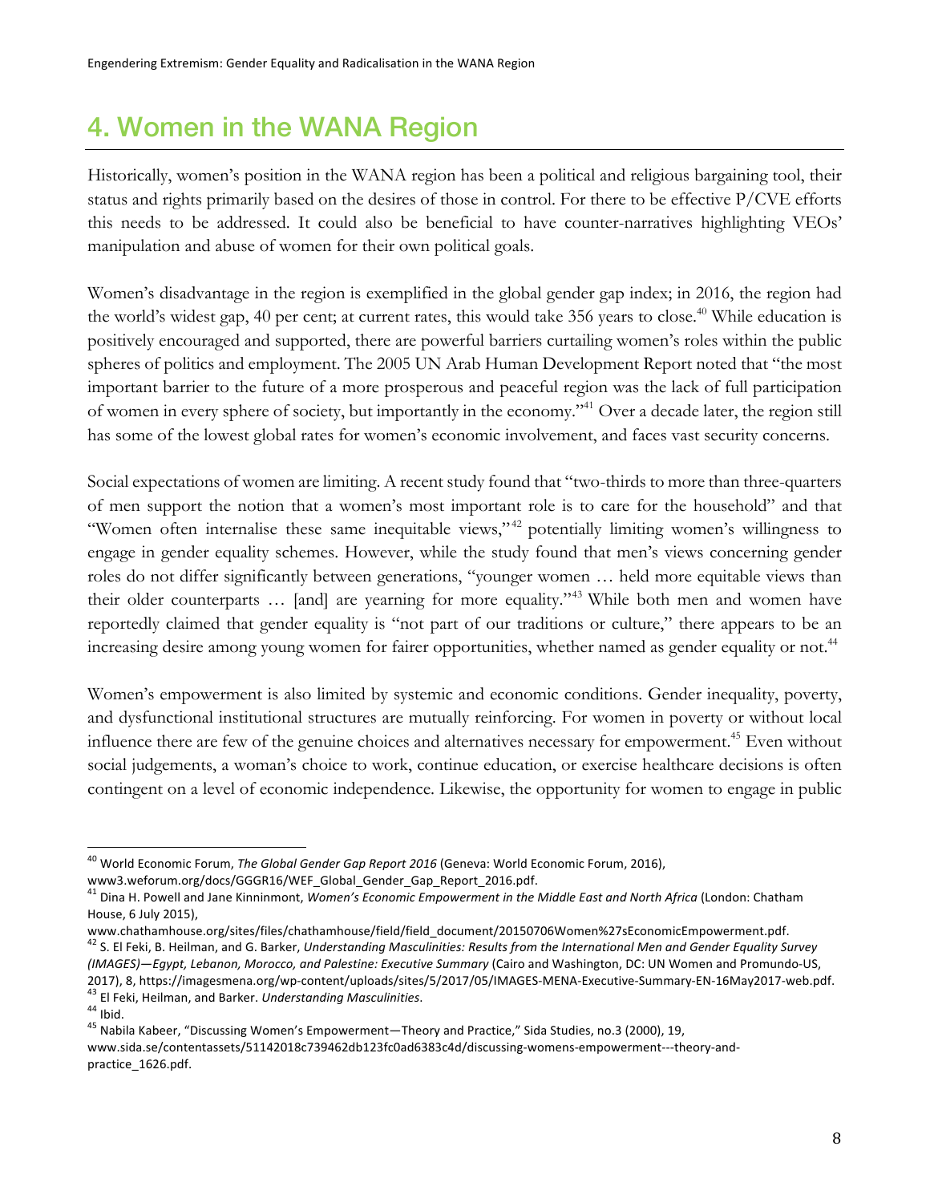# 4. Women in the WANA Region

Historically, women's position in the WANA region has been a political and religious bargaining tool, their status and rights primarily based on the desires of those in control. For there to be effective P/CVE efforts this needs to be addressed. It could also be beneficial to have counter-narratives highlighting VEOs' manipulation and abuse of women for their own political goals.

Women's disadvantage in the region is exemplified in the global gender gap index; in 2016, the region had the world's widest gap, 40 per cent; at current rates, this would take 356 years to close.[40] While education is positively encouraged and supported, there are powerful barriers curtailing women's roles within the public spheres of politics and employment. The 2005 UN Arab Human Development Report noted that "the most important barrier to the future of a more prosperous and peaceful region was the lack of full participation of women in every sphere of society, but importantly in the economy."[41] Over a decade later, the region still has some of the lowest global rates for women's economic involvement, and faces vast security concerns.

Social expectations of women are limiting. A recent study found that "two-thirds to more than three-quarters of men support the notion that a women's most important role is to care for the household" and that "Women often internalise these same inequitable views,"[42] potentially limiting women's willingness to engage in gender equality schemes. However, while the study found that men's views concerning gender roles do not differ significantly between generations, "younger women … held more equitable views than their older counterparts … [and] are yearning for more equality."[43] While both men and women have reportedly claimed that gender equality is "not part of our traditions or culture," there appears to be an increasing desire among young women for fairer opportunities, whether named as gender equality or not.[44]

Women's empowerment is also limited by systemic and economic conditions. Gender inequality, poverty, and dysfunctional institutional structures are mutually reinforcing. For women in poverty or without local influence there are few of the genuine choices and alternatives necessary for empowerment.[45] Even without social judgements, a woman's choice to work, continue education, or exercise healthcare decisions is often contingent on a level of economic independence. Likewise, the opportunity for women to engage in public

---

[40] World Economic Forum, *The Global Gender Gap Report 2016* (Geneva: World Economic Forum, 2016), www3.weforum.org/docs/GGGR16/WEF_Global_Gender_Gap_Report_2016.pdf.

[41] Dina H. Powell and Jane Kinninmont, *Women's Economic Empowerment in the Middle East and North Africa* (London: Chatham House, 6 July 2015), www.chathamhouse.org/sites/files/chathamhouse/field/field_document/20150706Women%27sEconomicEmpowerment.pdf.

[42] S. El Feki, B. Heilman, and G. Barker, *Understanding Masculinities: Results from the International Men and Gender Equality Survey (IMAGES)—Egypt, Lebanon, Morocco, and Palestine: Executive Summary* (Cairo and Washington, DC: UN Women and Promundo-US, 2017), 8, https://imagesmena.org/wp-content/uploads/sites/5/2017/05/IMAGES-MENA-Executive-Summary-EN-16May2017-web.pdf.

[43] El Feki, Heilman, and Barker. *Understanding Masculinities*.

[44] Ibid.

[45] Nabila Kabeer, "Discussing Women's Empowerment—Theory and Practice," Sida Studies, no.3 (2000), 19, www.sida.se/contentassets/51142018c739462db123fc0ad6383c4d/discussing-womens-empowerment---theory-and-practice_1626.pdf.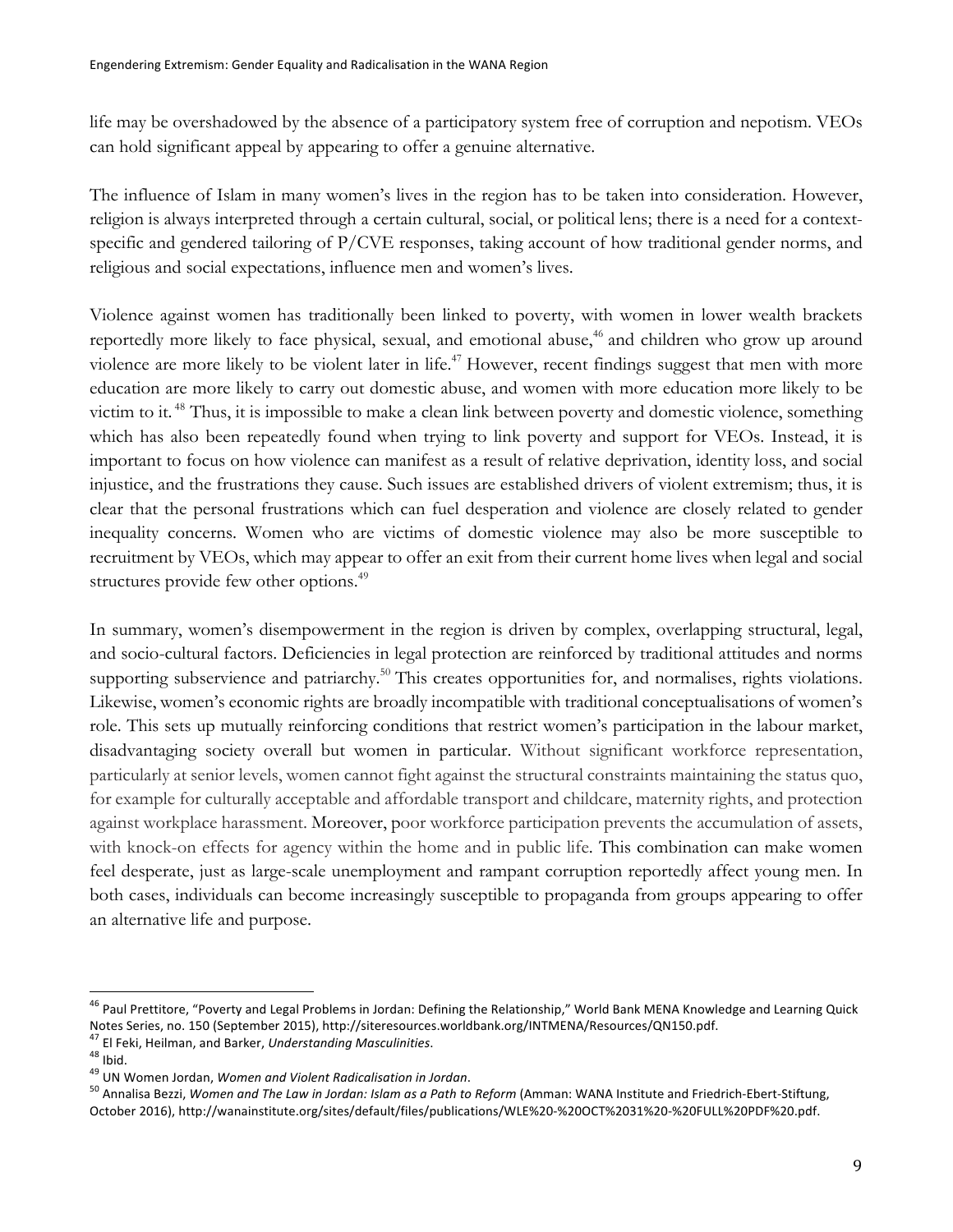life may be overshadowed by the absence of a participatory system free of corruption and nepotism. VEOs can hold significant appeal by appearing to offer a genuine alternative.

The influence of Islam in many women's lives in the region has to be taken into consideration. However, religion is always interpreted through a certain cultural, social, or political lens; there is a need for a context-specific and gendered tailoring of P/CVE responses, taking account of how traditional gender norms, and religious and social expectations, influence men and women's lives.

Violence against women has traditionally been linked to poverty, with women in lower wealth brackets reportedly more likely to face physical, sexual, and emotional abuse,[46] and children who grow up around violence are more likely to be violent later in life.[47] However, recent findings suggest that men with more education are more likely to carry out domestic abuse, and women with more education more likely to be victim to it.[48] Thus, it is impossible to make a clean link between poverty and domestic violence, something which has also been repeatedly found when trying to link poverty and support for VEOs. Instead, it is important to focus on how violence can manifest as a result of relative deprivation, identity loss, and social injustice, and the frustrations they cause. Such issues are established drivers of violent extremism; thus, it is clear that the personal frustrations which can fuel desperation and violence are closely related to gender inequality concerns. Women who are victims of domestic violence may also be more susceptible to recruitment by VEOs, which may appear to offer an exit from their current home lives when legal and social structures provide few other options.[49]

In summary, women's disempowerment in the region is driven by complex, overlapping structural, legal, and socio-cultural factors. Deficiencies in legal protection are reinforced by traditional attitudes and norms supporting subservience and patriarchy.[50] This creates opportunities for, and normalises, rights violations. Likewise, women's economic rights are broadly incompatible with traditional conceptualisations of women's role. This sets up mutually reinforcing conditions that restrict women's participation in the labour market, disadvantaging society overall but women in particular. Without significant workforce representation, particularly at senior levels, women cannot fight against the structural constraints maintaining the status quo, for example for culturally acceptable and affordable transport and childcare, maternity rights, and protection against workplace harassment. Moreover, poor workforce participation prevents the accumulation of assets, with knock-on effects for agency within the home and in public life. This combination can make women feel desperate, just as large-scale unemployment and rampant corruption reportedly affect young men. In both cases, individuals can become increasingly susceptible to propaganda from groups appearing to offer an alternative life and purpose.

---

[46] Paul Prettitore, "Poverty and Legal Problems in Jordan: Defining the Relationship," World Bank MENA Knowledge and Learning Quick Notes Series, no. 150 (September 2015), http://siteresources.worldbank.org/INTMENA/Resources/QN150.pdf.

[47] El Feki, Heilman, and Barker, *Understanding Masculinities*.

[48] Ibid.

[49] UN Women Jordan, *Women and Violent Radicalisation in Jordan*.

[50] Annalisa Bezzi, *Women and The Law in Jordan: Islam as a Path to Reform* (Amman: WANA Institute and Friedrich-Ebert-Stiftung, October 2016), http://wanainstitute.org/sites/default/files/publications/WLE%20-%20OCT%2031%20-%20FULL%20PDF%20.pdf.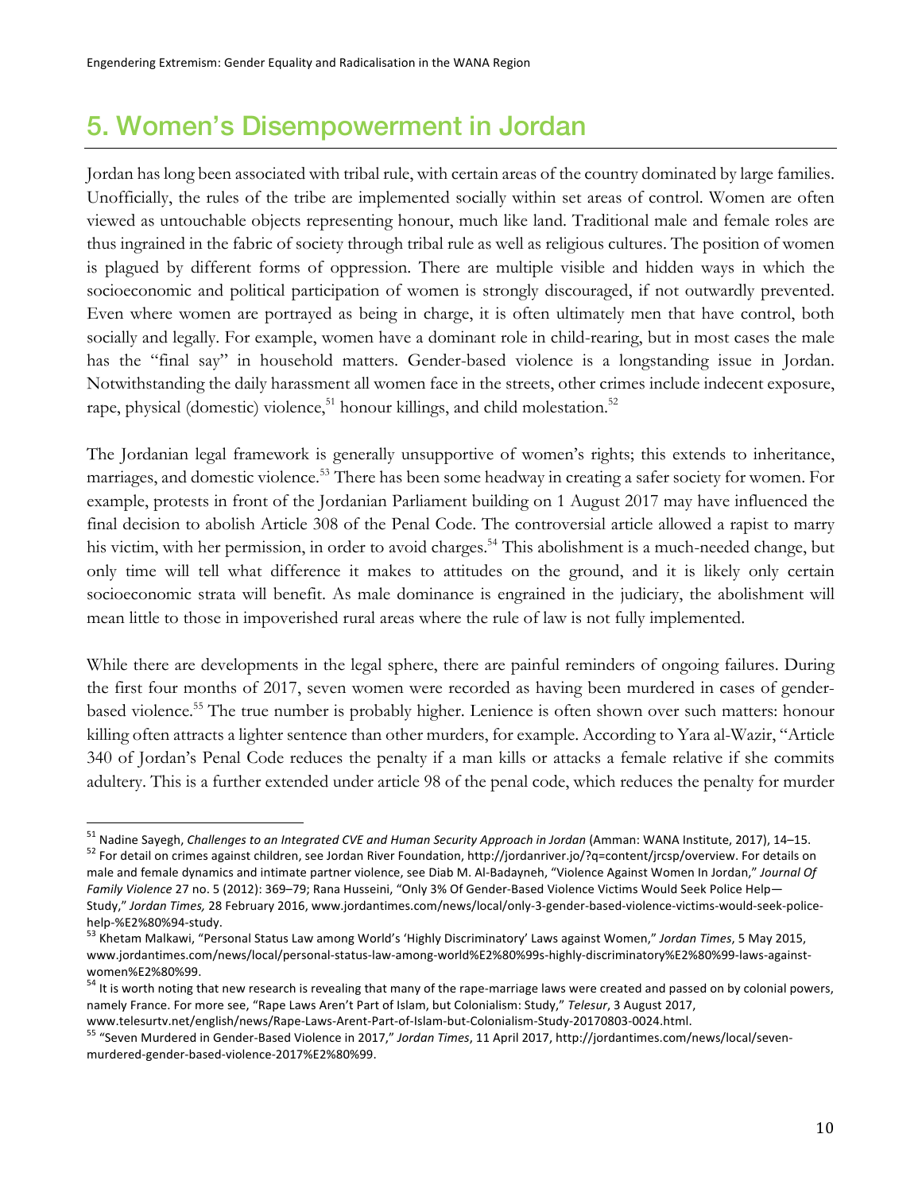## 5. Women's Disempowerment in Jordan

Jordan has long been associated with tribal rule, with certain areas of the country dominated by large families. Unofficially, the rules of the tribe are implemented socially within set areas of control. Women are often viewed as untouchable objects representing honour, much like land. Traditional male and female roles are thus ingrained in the fabric of society through tribal rule as well as religious cultures. The position of women is plagued by different forms of oppression. There are multiple visible and hidden ways in which the socioeconomic and political participation of women is strongly discouraged, if not outwardly prevented. Even where women are portrayed as being in charge, it is often ultimately men that have control, both socially and legally. For example, women have a dominant role in child-rearing, but in most cases the male has the "final say" in household matters. Gender-based violence is a longstanding issue in Jordan. Notwithstanding the daily harassment all women face in the streets, other crimes include indecent exposure, rape, physical (domestic) violence,[51] honour killings, and child molestation.[52]

The Jordanian legal framework is generally unsupportive of women's rights; this extends to inheritance, marriages, and domestic violence.[53] There has been some headway in creating a safer society for women. For example, protests in front of the Jordanian Parliament building on 1 August 2017 may have influenced the final decision to abolish Article 308 of the Penal Code. The controversial article allowed a rapist to marry his victim, with her permission, in order to avoid charges.[54] This abolishment is a much-needed change, but only time will tell what difference it makes to attitudes on the ground, and it is likely only certain socioeconomic strata will benefit. As male dominance is engrained in the judiciary, the abolishment will mean little to those in impoverished rural areas where the rule of law is not fully implemented.

While there are developments in the legal sphere, there are painful reminders of ongoing failures. During the first four months of 2017, seven women were recorded as having been murdered in cases of gender-based violence.[55] The true number is probably higher. Lenience is often shown over such matters: honour killing often attracts a lighter sentence than other murders, for example. According to Yara al-Wazir, "Article 340 of Jordan's Penal Code reduces the penalty if a man kills or attacks a female relative if she commits adultery. This is a further extended under article 98 of the penal code, which reduces the penalty for murder

---

[51] Nadine Sayegh, *Challenges to an Integrated CVE and Human Security Approach in Jordan* (Amman: WANA Institute, 2017), 14–15.

[52] For detail on crimes against children, see Jordan River Foundation, http://jordanriver.jo/?q=content/jrcsp/overview. For details on male and female dynamics and intimate partner violence, see Diab M. Al-Badayneh, "Violence Against Women In Jordan," *Journal Of Family Violence* 27 no. 5 (2012): 369–79; Rana Husseini, "Only 3% Of Gender-Based Violence Victims Would Seek Police Help—Study," *Jordan Times,* 28 February 2016, www.jordantimes.com/news/local/only-3-gender-based-violence-victims-would-seek-police-help-%E2%80%94-study.

[53] Khetam Malkawi, "Personal Status Law among World's 'Highly Discriminatory' Laws against Women," *Jordan Times*, 5 May 2015, www.jordantimes.com/news/local/personal-status-law-among-world%E2%80%99s-highly-discriminatory%E2%80%99-laws-against-women%E2%80%99.

[54] It is worth noting that new research is revealing that many of the rape-marriage laws were created and passed on by colonial powers, namely France. For more see, "Rape Laws Aren't Part of Islam, but Colonialism: Study," *Telesur*, 3 August 2017, www.telesurtv.net/english/news/Rape-Laws-Arent-Part-of-Islam-but-Colonialism-Study-20170803-0024.html.

[55] "Seven Murdered in Gender-Based Violence in 2017," *Jordan Times*, 11 April 2017, http://jordantimes.com/news/local/seven-murdered-gender-based-violence-2017%E2%80%99.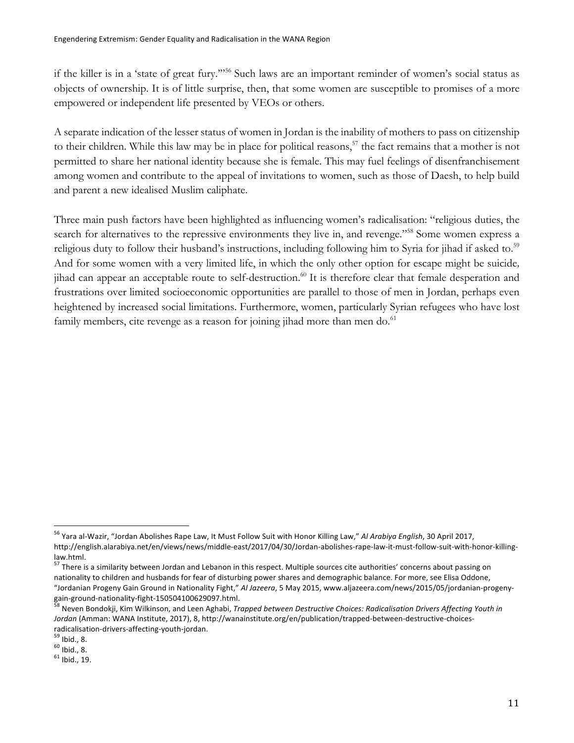if the killer is in a 'state of great fury.'"[56] Such laws are an important reminder of women's social status as objects of ownership. It is of little surprise, then, that some women are susceptible to promises of a more empowered or independent life presented by VEOs or others.

A separate indication of the lesser status of women in Jordan is the inability of mothers to pass on citizenship to their children. While this law may be in place for political reasons,[57] the fact remains that a mother is not permitted to share her national identity because she is female. This may fuel feelings of disenfranchisement among women and contribute to the appeal of invitations to women, such as those of Daesh, to help build and parent a new idealised Muslim caliphate.

Three main push factors have been highlighted as influencing women's radicalisation: "religious duties, the search for alternatives to the repressive environments they live in, and revenge."[58] Some women express a religious duty to follow their husband's instructions, including following him to Syria for jihad if asked to.[59] And for some women with a very limited life, in which the only other option for escape might be suicide, jihad can appear an acceptable route to self-destruction.[60] It is therefore clear that female desperation and frustrations over limited socioeconomic opportunities are parallel to those of men in Jordan, perhaps even heightened by increased social limitations. Furthermore, women, particularly Syrian refugees who have lost family members, cite revenge as a reason for joining jihad more than men do.[61]

---

[56] Yara al-Wazir, "Jordan Abolishes Rape Law, It Must Follow Suit with Honor Killing Law," *Al Arabiya English*, 30 April 2017, http://english.alarabiya.net/en/views/news/middle-east/2017/04/30/Jordan-abolishes-rape-law-it-must-follow-suit-with-honor-killing-law.html.

[57] There is a similarity between Jordan and Lebanon in this respect. Multiple sources cite authorities' concerns about passing on nationality to children and husbands for fear of disturbing power shares and demographic balance. For more, see Elisa Oddone, "Jordanian Progeny Gain Ground in Nationality Fight," *Al Jazeera*, 5 May 2015, www.aljazeera.com/news/2015/05/jordanian-progeny-gain-ground-nationality-fight-150504100629097.html.

[58] Neven Bondokji, Kim Wilkinson, and Leen Aghabi, *Trapped between Destructive Choices: Radicalisation Drivers Affecting Youth in Jordan* (Amman: WANA Institute, 2017), 8, http://wanainstitute.org/en/publication/trapped-between-destructive-choices-radicalisation-drivers-affecting-youth-jordan.

[59] Ibid., 8.

[60] Ibid., 8.

[61] Ibid., 19.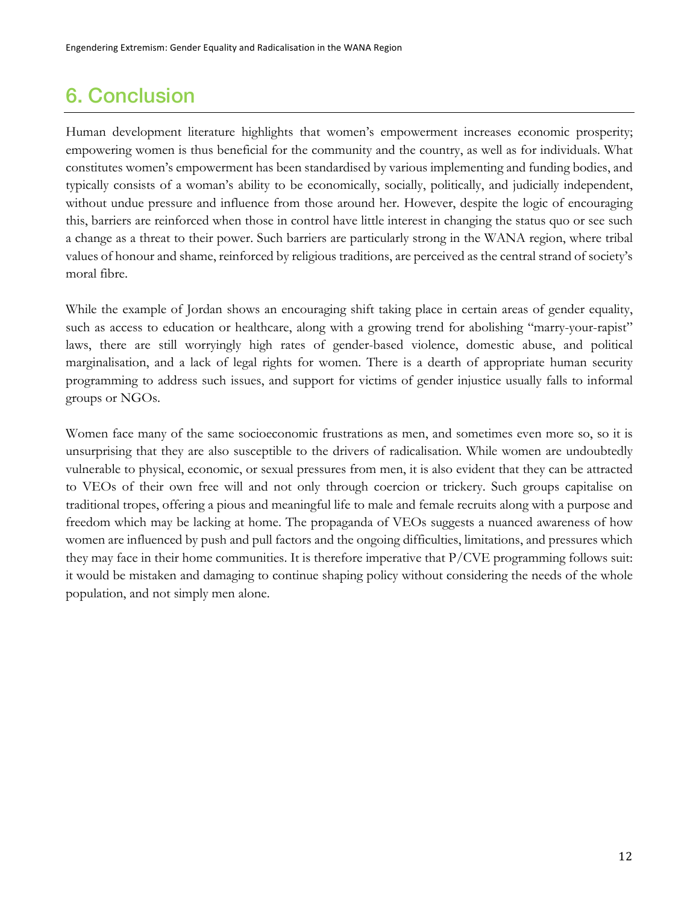## 6. Conclusion

Human development literature highlights that women's empowerment increases economic prosperity; empowering women is thus beneficial for the community and the country, as well as for individuals. What constitutes women's empowerment has been standardised by various implementing and funding bodies, and typically consists of a woman's ability to be economically, socially, politically, and judicially independent, without undue pressure and influence from those around her. However, despite the logic of encouraging this, barriers are reinforced when those in control have little interest in changing the status quo or see such a change as a threat to their power. Such barriers are particularly strong in the WANA region, where tribal values of honour and shame, reinforced by religious traditions, are perceived as the central strand of society's moral fibre.

While the example of Jordan shows an encouraging shift taking place in certain areas of gender equality, such as access to education or healthcare, along with a growing trend for abolishing "marry-your-rapist" laws, there are still worryingly high rates of gender-based violence, domestic abuse, and political marginalisation, and a lack of legal rights for women. There is a dearth of appropriate human security programming to address such issues, and support for victims of gender injustice usually falls to informal groups or NGOs.

Women face many of the same socioeconomic frustrations as men, and sometimes even more so, so it is unsurprising that they are also susceptible to the drivers of radicalisation. While women are undoubtedly vulnerable to physical, economic, or sexual pressures from men, it is also evident that they can be attracted to VEOs of their own free will and not only through coercion or trickery. Such groups capitalise on traditional tropes, offering a pious and meaningful life to male and female recruits along with a purpose and freedom which may be lacking at home. The propaganda of VEOs suggests a nuanced awareness of how women are influenced by push and pull factors and the ongoing difficulties, limitations, and pressures which they may face in their home communities. It is therefore imperative that P/CVE programming follows suit: it would be mistaken and damaging to continue shaping policy without considering the needs of the whole population, and not simply men alone.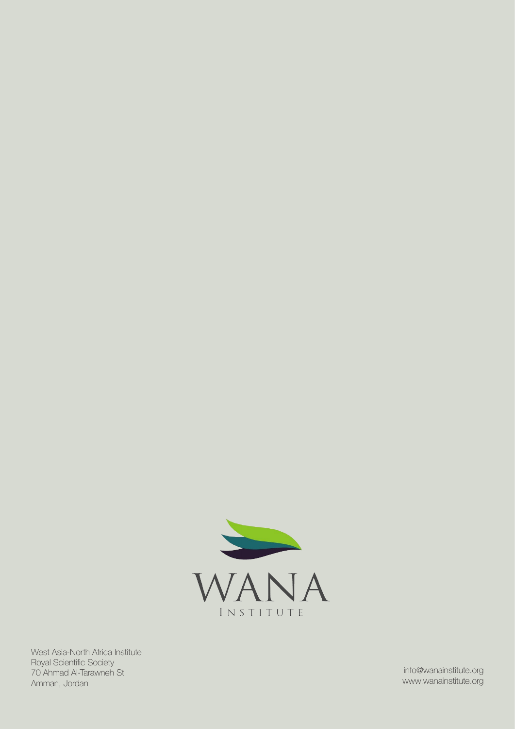WANA

INSTITUTE

West Asia-North Africa Institute
Royal Scientific Society
70 Ahmad Al-Tarawneh St
Amman, Jordan

info@wanainstitute.org
www.wanainstitute.org